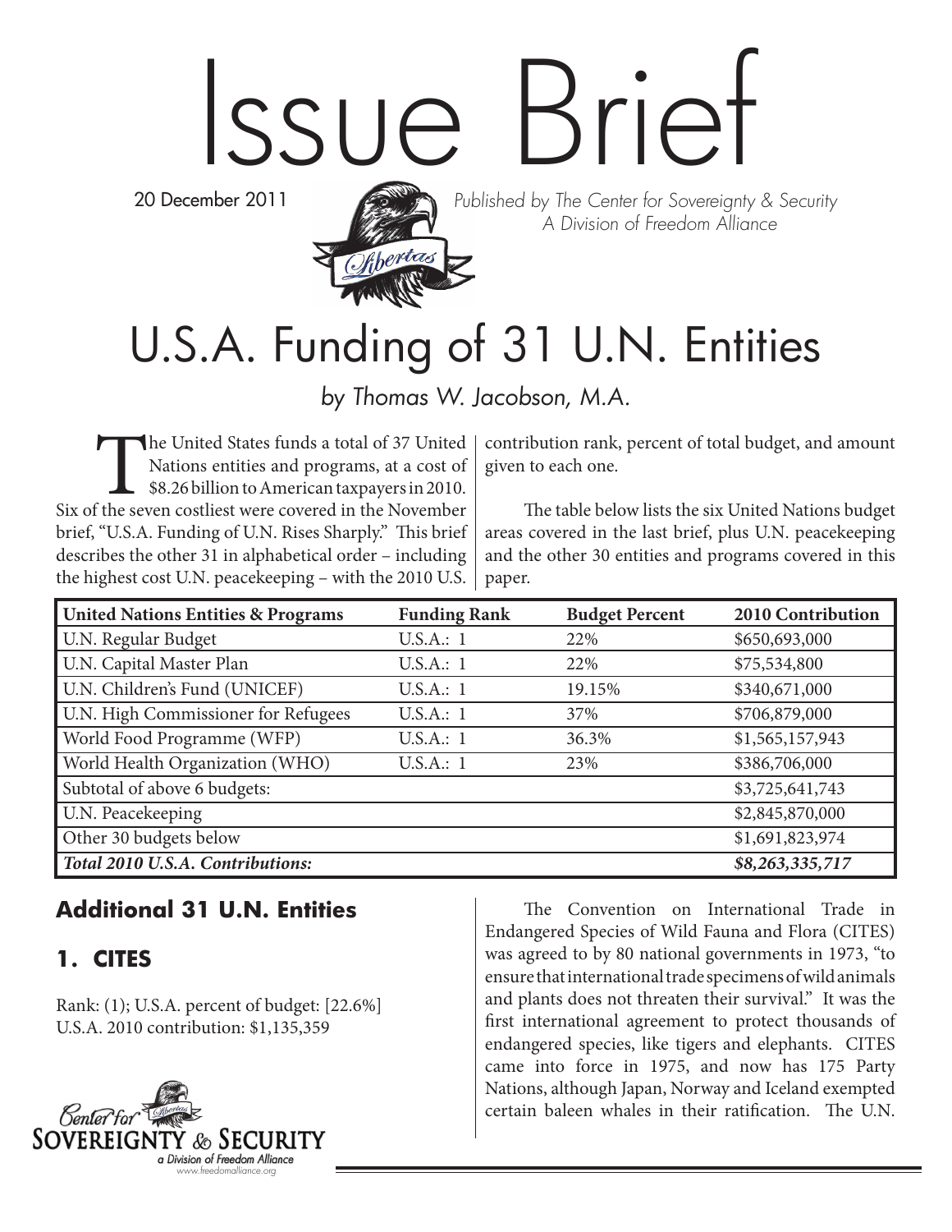# Issue Brief

20 December 2011

*Published by The Center for Sovereignty & Security*
*A Division of Freedom Alliance*

# U.S.A. Funding of 31 U.N. Entities

*by Thomas W. Jacobson, M.A.*

The United States funds a total of 37 United Nations entities and programs, at a cost of $8.26 billion to American taxpayers in 2010. Six of the seven costliest were covered in the November brief, "U.S.A. Funding of U.N. Rises Sharply." This brief describes the other 31 in alphabetical order – including the highest cost U.N. peacekeeping – with the 2010 U.S. contribution rank, percent of total budget, and amount given to each one.

The table below lists the six United Nations budget areas covered in the last brief, plus U.N. peacekeeping and the other 30 entities and programs covered in this paper.

| United Nations Entities & Programs | Funding Rank | Budget Percent | 2010 Contribution |
|---|---|---|---|
| U.N. Regular Budget | U.S.A.: 1 | 22% | $650,693,000 |
| U.N. Capital Master Plan | U.S.A.: 1 | 22% | $75,534,800 |
| U.N. Children's Fund (UNICEF) | U.S.A.: 1 | 19.15% | $340,671,000 |
| U.N. High Commissioner for Refugees | U.S.A.: 1 | 37% | $706,879,000 |
| World Food Programme (WFP) | U.S.A.: 1 | 36.3% | $1,565,157,943 |
| World Health Organization (WHO) | U.S.A.: 1 | 23% | $386,706,000 |
| Subtotal of above 6 budgets: | | | $3,725,641,743 |
| U.N. Peacekeeping | | | $2,845,870,000 |
| Other 30 budgets below | | | $1,691,823,974 |
| ***Total 2010 U.S.A. Contributions:*** | | | ***$8,263,335,717*** |

## Additional 31 U.N. Entities

### 1. CITES

Rank: (1); U.S.A. percent of budget: [22.6%]
U.S.A. 2010 contribution: $1,135,359

The Convention on International Trade in Endangered Species of Wild Fauna and Flora (CITES) was agreed to by 80 national governments in 1973, "to ensure that international trade specimens of wild animals and plants does not threaten their survival." It was the first international agreement to protect thousands of endangered species, like tigers and elephants. CITES came into force in 1975, and now has 175 Party Nations, although Japan, Norway and Iceland exempted certain baleen whales in their ratification. The U.N.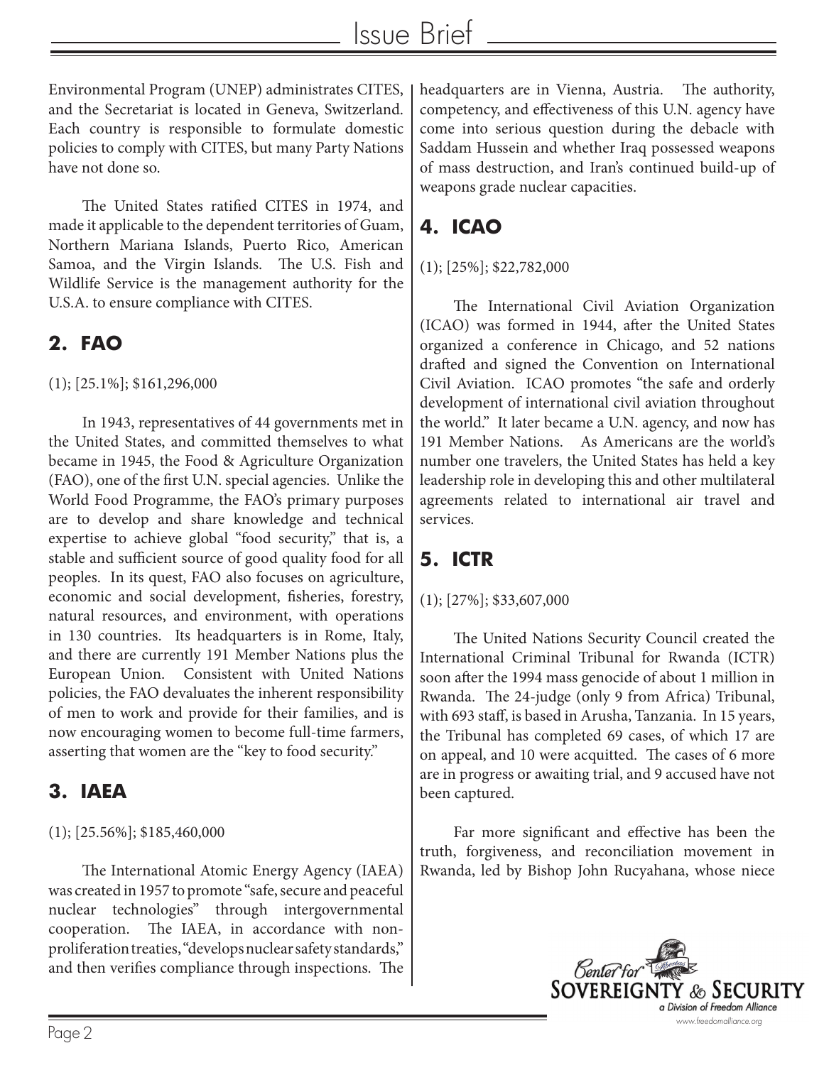Environmental Program (UNEP) administrates CITES, and the Secretariat is located in Geneva, Switzerland. Each country is responsible to formulate domestic policies to comply with CITES, but many Party Nations have not done so.

The United States ratified CITES in 1974, and made it applicable to the dependent territories of Guam, Northern Mariana Islands, Puerto Rico, American Samoa, and the Virgin Islands. The U.S. Fish and Wildlife Service is the management authority for the U.S.A. to ensure compliance with CITES.

## 2. FAO

(1); [25.1%]; $161,296,000

In 1943, representatives of 44 governments met in the United States, and committed themselves to what became in 1945, the Food & Agriculture Organization (FAO), one of the first U.N. special agencies. Unlike the World Food Programme, the FAO's primary purposes are to develop and share knowledge and technical expertise to achieve global "food security," that is, a stable and sufficient source of good quality food for all peoples. In its quest, FAO also focuses on agriculture, economic and social development, fisheries, forestry, natural resources, and environment, with operations in 130 countries. Its headquarters is in Rome, Italy, and there are currently 191 Member Nations plus the European Union. Consistent with United Nations policies, the FAO devaluates the inherent responsibility of men to work and provide for their families, and is now encouraging women to become full-time farmers, asserting that women are the "key to food security."

## 3. IAEA

(1); [25.56%]; $185,460,000

The International Atomic Energy Agency (IAEA) was created in 1957 to promote "safe, secure and peaceful nuclear technologies" through intergovernmental cooperation. The IAEA, in accordance with non-proliferation treaties, "develops nuclear safety standards," and then verifies compliance through inspections. The headquarters are in Vienna, Austria. The authority, competency, and effectiveness of this U.N. agency have come into serious question during the debacle with Saddam Hussein and whether Iraq possessed weapons of mass destruction, and Iran's continued build-up of weapons grade nuclear capacities.

## 4. ICAO

(1); [25%]; $22,782,000

The International Civil Aviation Organization (ICAO) was formed in 1944, after the United States organized a conference in Chicago, and 52 nations drafted and signed the Convention on International Civil Aviation. ICAO promotes "the safe and orderly development of international civil aviation throughout the world." It later became a U.N. agency, and now has 191 Member Nations. As Americans are the world's number one travelers, the United States has held a key leadership role in developing this and other multilateral agreements related to international air travel and services.

## 5. ICTR

(1); [27%]; $33,607,000

The United Nations Security Council created the International Criminal Tribunal for Rwanda (ICTR) soon after the 1994 mass genocide of about 1 million in Rwanda. The 24-judge (only 9 from Africa) Tribunal, with 693 staff, is based in Arusha, Tanzania. In 15 years, the Tribunal has completed 69 cases, of which 17 are on appeal, and 10 were acquitted. The cases of 6 more are in progress or awaiting trial, and 9 accused have not been captured.

Far more significant and effective has been the truth, forgiveness, and reconciliation movement in Rwanda, led by Bishop John Rucyahana, whose niece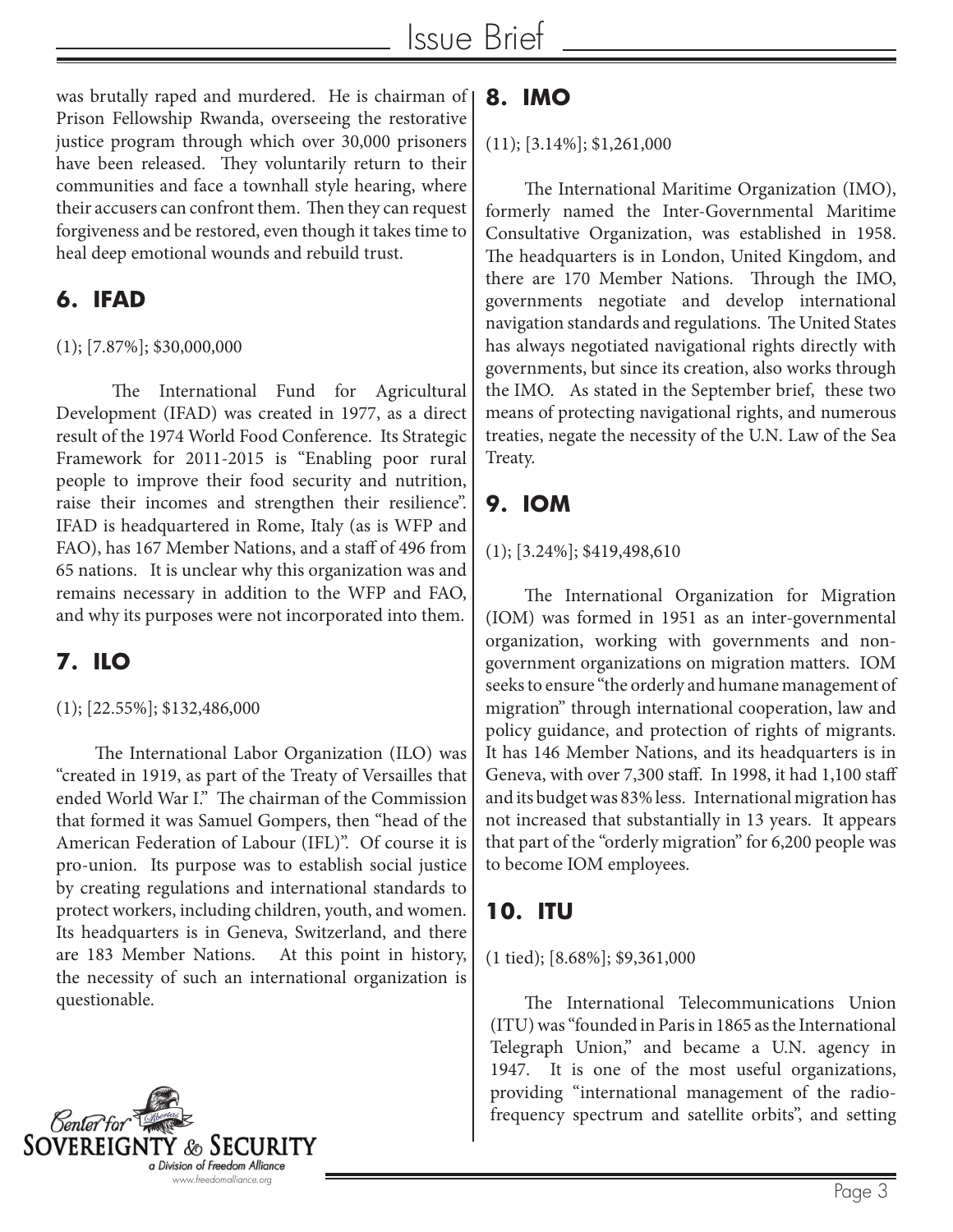was brutally raped and murdered. He is chairman of Prison Fellowship Rwanda, overseeing the restorative justice program through which over 30,000 prisoners have been released. They voluntarily return to their communities and face a townhall style hearing, where their accusers can confront them. Then they can request forgiveness and be restored, even though it takes time to heal deep emotional wounds and rebuild trust.

## 6. IFAD

(1); [7.87%]; $30,000,000

The International Fund for Agricultural Development (IFAD) was created in 1977, as a direct result of the 1974 World Food Conference. Its Strategic Framework for 2011-2015 is "Enabling poor rural people to improve their food security and nutrition, raise their incomes and strengthen their resilience". IFAD is headquartered in Rome, Italy (as is WFP and FAO), has 167 Member Nations, and a staff of 496 from 65 nations. It is unclear why this organization was and remains necessary in addition to the WFP and FAO, and why its purposes were not incorporated into them.

## 7. ILO

(1); [22.55%]; $132,486,000

The International Labor Organization (ILO) was "created in 1919, as part of the Treaty of Versailles that ended World War I." The chairman of the Commission that formed it was Samuel Gompers, then "head of the American Federation of Labour (IFL)". Of course it is pro-union. Its purpose was to establish social justice by creating regulations and international standards to protect workers, including children, youth, and women. Its headquarters is in Geneva, Switzerland, and there are 183 Member Nations. At this point in history, the necessity of such an international organization is questionable.

## 8. IMO

(11); [3.14%]; $1,261,000

The International Maritime Organization (IMO), formerly named the Inter-Governmental Maritime Consultative Organization, was established in 1958. The headquarters is in London, United Kingdom, and there are 170 Member Nations. Through the IMO, governments negotiate and develop international navigation standards and regulations. The United States has always negotiated navigational rights directly with governments, but since its creation, also works through the IMO. As stated in the September brief, these two means of protecting navigational rights, and numerous treaties, negate the necessity of the U.N. Law of the Sea Treaty.

## 9. IOM

(1); [3.24%]; $419,498,610

The International Organization for Migration (IOM) was formed in 1951 as an inter-governmental organization, working with governments and non-government organizations on migration matters. IOM seeks to ensure "the orderly and humane management of migration" through international cooperation, law and policy guidance, and protection of rights of migrants. It has 146 Member Nations, and its headquarters is in Geneva, with over 7,300 staff. In 1998, it had 1,100 staff and its budget was 83% less. International migration has not increased that substantially in 13 years. It appears that part of the "orderly migration" for 6,200 people was to become IOM employees.

## 10. ITU

(1 tied); [8.68%]; $9,361,000

The International Telecommunications Union (ITU) was "founded in Paris in 1865 as the International Telegraph Union," and became a U.N. agency in 1947. It is one of the most useful organizations, providing "international management of the radio-frequency spectrum and satellite orbits", and setting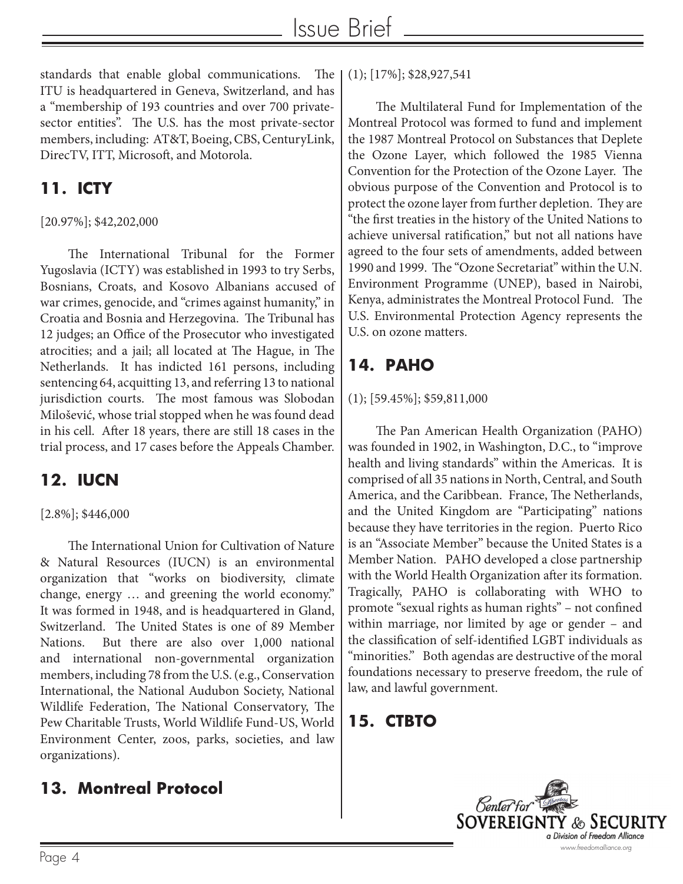standards that enable global communications. The ITU is headquartered in Geneva, Switzerland, and has a "membership of 193 countries and over 700 private-sector entities". The U.S. has the most private-sector members, including: AT&T, Boeing, CBS, CenturyLink, DirecTV, ITT, Microsoft, and Motorola.

## 11. ICTY

[20.97%]; $42,202,000

The International Tribunal for the Former Yugoslavia (ICTY) was established in 1993 to try Serbs, Bosnians, Croats, and Kosovo Albanians accused of war crimes, genocide, and "crimes against humanity," in Croatia and Bosnia and Herzegovina. The Tribunal has 12 judges; an Office of the Prosecutor who investigated atrocities; and a jail; all located at The Hague, in The Netherlands. It has indicted 161 persons, including sentencing 64, acquitting 13, and referring 13 to national jurisdiction courts. The most famous was Slobodan Milošević, whose trial stopped when he was found dead in his cell. After 18 years, there are still 18 cases in the trial process, and 17 cases before the Appeals Chamber.

## 12. IUCN

[2.8%]; $446,000

The International Union for Cultivation of Nature & Natural Resources (IUCN) is an environmental organization that "works on biodiversity, climate change, energy … and greening the world economy." It was formed in 1948, and is headquartered in Gland, Switzerland. The United States is one of 89 Member Nations. But there are also over 1,000 national and international non-governmental organization members, including 78 from the U.S. (e.g., Conservation International, the National Audubon Society, National Wildlife Federation, The National Conservatory, The Pew Charitable Trusts, World Wildlife Fund-US, World Environment Center, zoos, parks, societies, and law organizations).

## 13. Montreal Protocol

(1); [17%]; $28,927,541

The Multilateral Fund for Implementation of the Montreal Protocol was formed to fund and implement the 1987 Montreal Protocol on Substances that Deplete the Ozone Layer, which followed the 1985 Vienna Convention for the Protection of the Ozone Layer. The obvious purpose of the Convention and Protocol is to protect the ozone layer from further depletion. They are "the first treaties in the history of the United Nations to achieve universal ratification," but not all nations have agreed to the four sets of amendments, added between 1990 and 1999. The "Ozone Secretariat" within the U.N. Environment Programme (UNEP), based in Nairobi, Kenya, administrates the Montreal Protocol Fund. The U.S. Environmental Protection Agency represents the U.S. on ozone matters.

## 14. PAHO

(1); [59.45%]; $59,811,000

The Pan American Health Organization (PAHO) was founded in 1902, in Washington, D.C., to "improve health and living standards" within the Americas. It is comprised of all 35 nations in North, Central, and South America, and the Caribbean. France, The Netherlands, and the United Kingdom are "Participating" nations because they have territories in the region. Puerto Rico is an "Associate Member" because the United States is a Member Nation. PAHO developed a close partnership with the World Health Organization after its formation. Tragically, PAHO is collaborating with WHO to promote "sexual rights as human rights" – not confined within marriage, nor limited by age or gender – and the classification of self-identified LGBT individuals as "minorities." Both agendas are destructive of the moral foundations necessary to preserve freedom, the rule of law, and lawful government.

## 15. CTBTO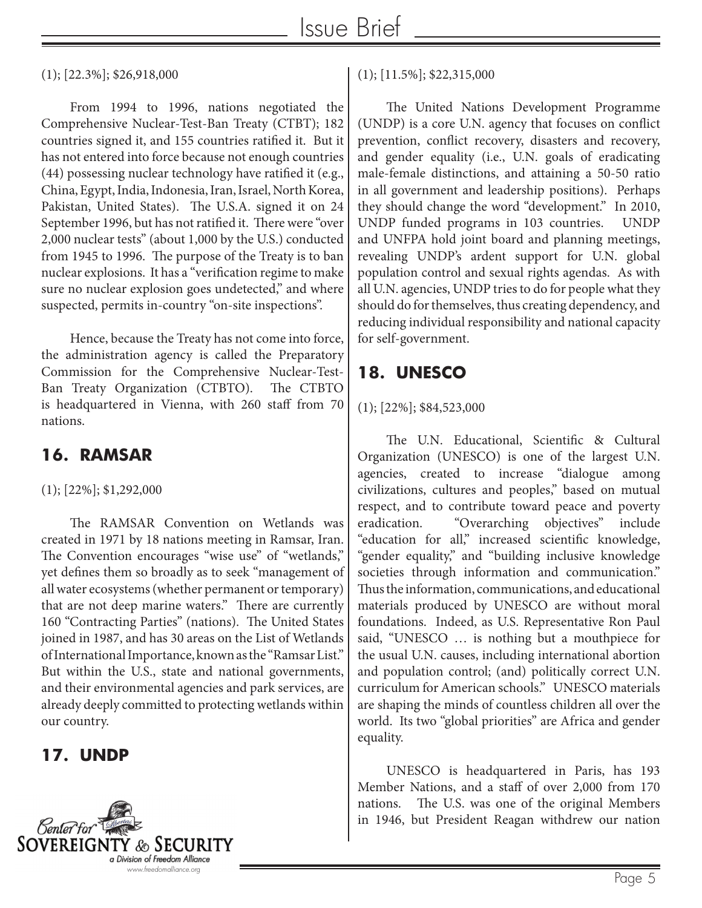(1); [22.3%]; $26,918,000

From 1994 to 1996, nations negotiated the Comprehensive Nuclear-Test-Ban Treaty (CTBT); 182 countries signed it, and 155 countries ratified it. But it has not entered into force because not enough countries (44) possessing nuclear technology have ratified it (e.g., China, Egypt, India, Indonesia, Iran, Israel, North Korea, Pakistan, United States). The U.S.A. signed it on 24 September 1996, but has not ratified it. There were "over 2,000 nuclear tests" (about 1,000 by the U.S.) conducted from 1945 to 1996. The purpose of the Treaty is to ban nuclear explosions. It has a "verification regime to make sure no nuclear explosion goes undetected," and where suspected, permits in-country "on-site inspections".

Hence, because the Treaty has not come into force, the administration agency is called the Preparatory Commission for the Comprehensive Nuclear-Test-Ban Treaty Organization (CTBTO). The CTBTO is headquartered in Vienna, with 260 staff from 70 nations.

## 16. RAMSAR

(1); [22%]; $1,292,000

The RAMSAR Convention on Wetlands was created in 1971 by 18 nations meeting in Ramsar, Iran. The Convention encourages "wise use" of "wetlands," yet defines them so broadly as to seek "management of all water ecosystems (whether permanent or temporary) that are not deep marine waters." There are currently 160 "Contracting Parties" (nations). The United States joined in 1987, and has 30 areas on the List of Wetlands of International Importance, known as the "Ramsar List." But within the U.S., state and national governments, and their environmental agencies and park services, are already deeply committed to protecting wetlands within our country.

## 17. UNDP

(1); [11.5%]; $22,315,000

The United Nations Development Programme (UNDP) is a core U.N. agency that focuses on conflict prevention, conflict recovery, disasters and recovery, and gender equality (i.e., U.N. goals of eradicating male-female distinctions, and attaining a 50-50 ratio in all government and leadership positions). Perhaps they should change the word "development." In 2010, UNDP funded programs in 103 countries. UNDP and UNFPA hold joint board and planning meetings, revealing UNDP's ardent support for U.N. global population control and sexual rights agendas. As with all U.N. agencies, UNDP tries to do for people what they should do for themselves, thus creating dependency, and reducing individual responsibility and national capacity for self-government.

## 18. UNESCO

(1); [22%]; $84,523,000

The U.N. Educational, Scientific & Cultural Organization (UNESCO) is one of the largest U.N. agencies, created to increase "dialogue among civilizations, cultures and peoples," based on mutual respect, and to contribute toward peace and poverty eradication. "Overarching objectives" include "education for all," increased scientific knowledge, "gender equality," and "building inclusive knowledge societies through information and communication." Thus the information, communications, and educational materials produced by UNESCO are without moral foundations. Indeed, as U.S. Representative Ron Paul said, "UNESCO … is nothing but a mouthpiece for the usual U.N. causes, including international abortion and population control; (and) politically correct U.N. curriculum for American schools." UNESCO materials are shaping the minds of countless children all over the world. Its two "global priorities" are Africa and gender equality.

UNESCO is headquartered in Paris, has 193 Member Nations, and a staff of over 2,000 from 170 nations. The U.S. was one of the original Members in 1946, but President Reagan withdrew our nation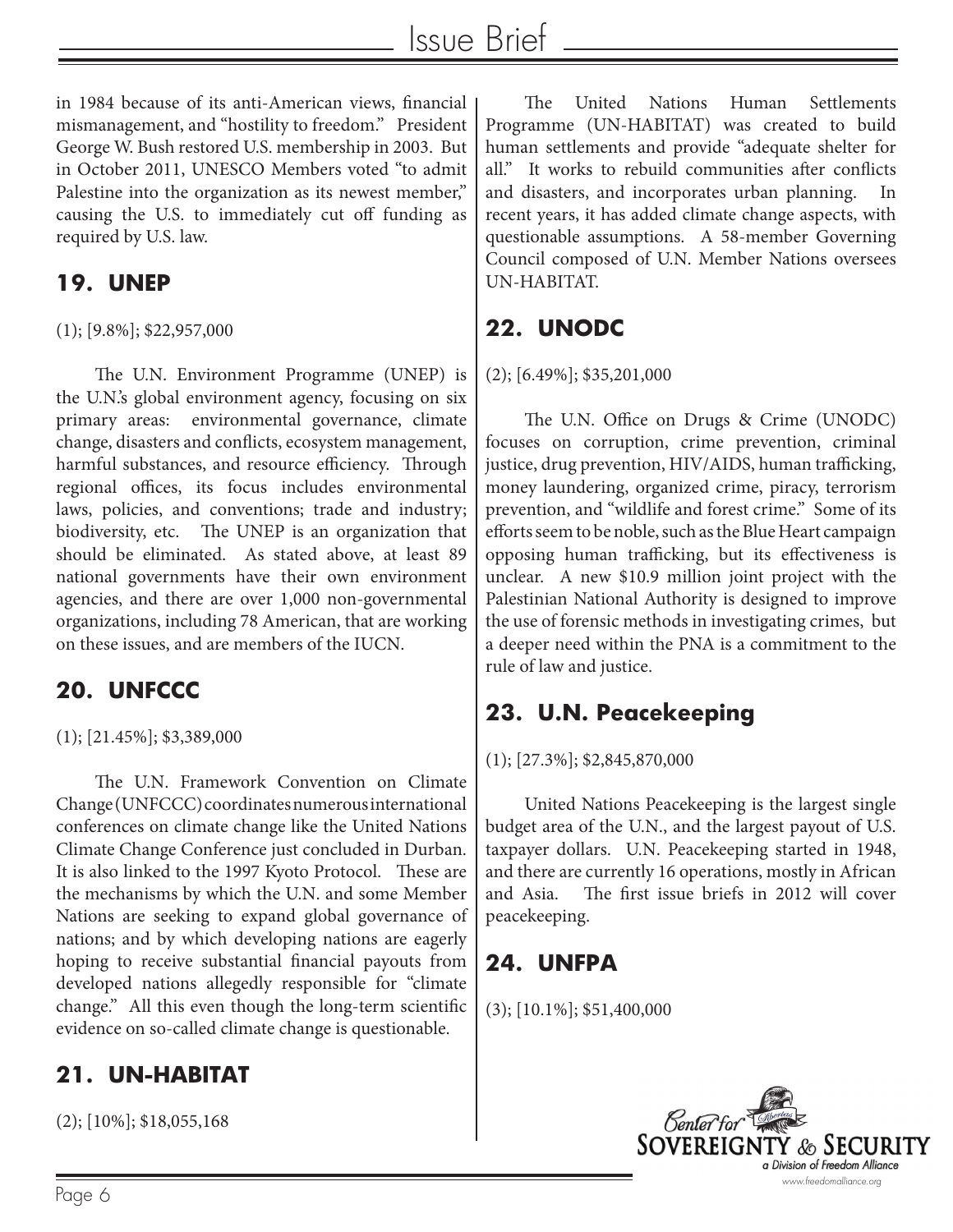in 1984 because of its anti-American views, financial mismanagement, and "hostility to freedom." President George W. Bush restored U.S. membership in 2003. But in October 2011, UNESCO Members voted "to admit Palestine into the organization as its newest member," causing the U.S. to immediately cut off funding as required by U.S. law.

## 19. UNEP

(1); [9.8%]; $22,957,000

The U.N. Environment Programme (UNEP) is the U.N.'s global environment agency, focusing on six primary areas: environmental governance, climate change, disasters and conflicts, ecosystem management, harmful substances, and resource efficiency. Through regional offices, its focus includes environmental laws, policies, and conventions; trade and industry; biodiversity, etc. The UNEP is an organization that should be eliminated. As stated above, at least 89 national governments have their own environment agencies, and there are over 1,000 non-governmental organizations, including 78 American, that are working on these issues, and are members of the IUCN.

## 20. UNFCCC

(1); [21.45%]; $3,389,000

The U.N. Framework Convention on Climate Change (UNFCCC) coordinates numerous international conferences on climate change like the United Nations Climate Change Conference just concluded in Durban. It is also linked to the 1997 Kyoto Protocol. These are the mechanisms by which the U.N. and some Member Nations are seeking to expand global governance of nations; and by which developing nations are eagerly hoping to receive substantial financial payouts from developed nations allegedly responsible for "climate change." All this even though the long-term scientific evidence on so-called climate change is questionable.

## 21. UN-HABITAT

(2); [10%]; $18,055,168

The United Nations Human Settlements Programme (UN-HABITAT) was created to build human settlements and provide "adequate shelter for all." It works to rebuild communities after conflicts and disasters, and incorporates urban planning. In recent years, it has added climate change aspects, with questionable assumptions. A 58-member Governing Council composed of U.N. Member Nations oversees UN-HABITAT.

## 22. UNODC

(2); [6.49%]; $35,201,000

The U.N. Office on Drugs & Crime (UNODC) focuses on corruption, crime prevention, criminal justice, drug prevention, HIV/AIDS, human trafficking, money laundering, organized crime, piracy, terrorism prevention, and "wildlife and forest crime." Some of its efforts seem to be noble, such as the Blue Heart campaign opposing human trafficking, but its effectiveness is unclear. A new $10.9 million joint project with the Palestinian National Authority is designed to improve the use of forensic methods in investigating crimes, but a deeper need within the PNA is a commitment to the rule of law and justice.

## 23. U.N. Peacekeeping

(1); [27.3%]; $2,845,870,000

United Nations Peacekeeping is the largest single budget area of the U.N., and the largest payout of U.S. taxpayer dollars. U.N. Peacekeeping started in 1948, and there are currently 16 operations, mostly in African and Asia. The first issue briefs in 2012 will cover peacekeeping.

## 24. UNFPA

(3); [10.1%]; $51,400,000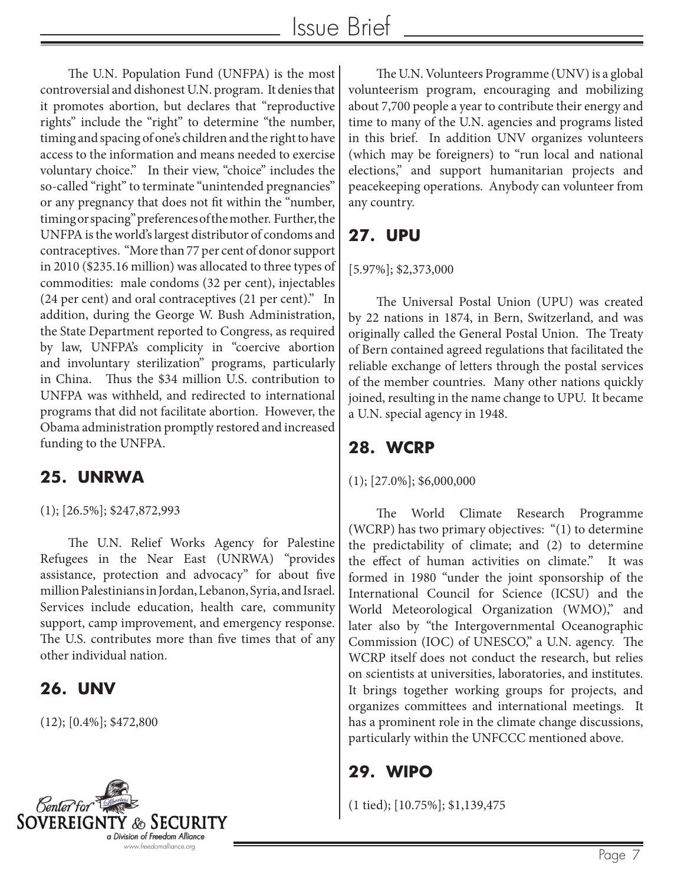The U.N. Population Fund (UNFPA) is the most controversial and dishonest U.N. program. It denies that it promotes abortion, but declares that "reproductive rights" include the "right" to determine "the number, timing and spacing of one's children and the right to have access to the information and means needed to exercise voluntary choice." In their view, "choice" includes the so-called "right" to terminate "unintended pregnancies" or any pregnancy that does not fit within the "number, timing or spacing" preferences of the mother. Further, the UNFPA is the world's largest distributor of condoms and contraceptives. "More than 77 per cent of donor support in 2010 ($235.16 million) was allocated to three types of commodities: male condoms (32 per cent), injectables (24 per cent) and oral contraceptives (21 per cent)." In addition, during the George W. Bush Administration, the State Department reported to Congress, as required by law, UNFPA's complicity in "coercive abortion and involuntary sterilization" programs, particularly in China. Thus the $34 million U.S. contribution to UNFPA was withheld, and redirected to international programs that did not facilitate abortion. However, the Obama administration promptly restored and increased funding to the UNFPA.

## 25. UNRWA

(1); [26.5%]; $247,872,993

The U.N. Relief Works Agency for Palestine Refugees in the Near East (UNRWA) "provides assistance, protection and advocacy" for about five million Palestinians in Jordan, Lebanon, Syria, and Israel. Services include education, health care, community support, camp improvement, and emergency response. The U.S. contributes more than five times that of any other individual nation.

## 26. UNV

(12); [0.4%]; $472,800

The U.N. Volunteers Programme (UNV) is a global volunteerism program, encouraging and mobilizing about 7,700 people a year to contribute their energy and time to many of the U.N. agencies and programs listed in this brief. In addition UNV organizes volunteers (which may be foreigners) to "run local and national elections," and support humanitarian projects and peacekeeping operations. Anybody can volunteer from any country.

## 27. UPU

[5.97%]; $2,373,000

The Universal Postal Union (UPU) was created by 22 nations in 1874, in Bern, Switzerland, and was originally called the General Postal Union. The Treaty of Bern contained agreed regulations that facilitated the reliable exchange of letters through the postal services of the member countries. Many other nations quickly joined, resulting in the name change to UPU. It became a U.N. special agency in 1948.

## 28. WCRP

(1); [27.0%]; $6,000,000

The World Climate Research Programme (WCRP) has two primary objectives: "(1) to determine the predictability of climate; and (2) to determine the effect of human activities on climate." It was formed in 1980 "under the joint sponsorship of the International Council for Science (ICSU) and the World Meteorological Organization (WMO)," and later also by "the Intergovernmental Oceanographic Commission (IOC) of UNESCO," a U.N. agency. The WCRP itself does not conduct the research, but relies on scientists at universities, laboratories, and institutes. It brings together working groups for projects, and organizes committees and international meetings. It has a prominent role in the climate change discussions, particularly within the UNFCCC mentioned above.

## 29. WIPO

(1 tied); [10.75%]; $1,139,475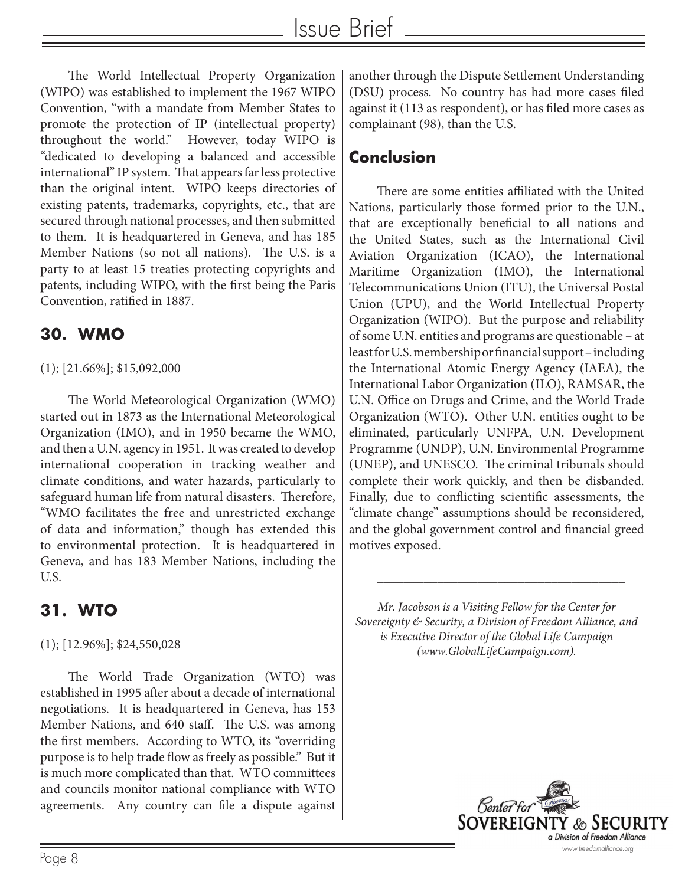The World Intellectual Property Organization (WIPO) was established to implement the 1967 WIPO Convention, "with a mandate from Member States to promote the protection of IP (intellectual property) throughout the world." However, today WIPO is "dedicated to developing a balanced and accessible international" IP system. That appears far less protective than the original intent. WIPO keeps directories of existing patents, trademarks, copyrights, etc., that are secured through national processes, and then submitted to them. It is headquartered in Geneva, and has 185 Member Nations (so not all nations). The U.S. is a party to at least 15 treaties protecting copyrights and patents, including WIPO, with the first being the Paris Convention, ratified in 1887.

## 30. WMO

(1); [21.66%]; $15,092,000

The World Meteorological Organization (WMO) started out in 1873 as the International Meteorological Organization (IMO), and in 1950 became the WMO, and then a U.N. agency in 1951. It was created to develop international cooperation in tracking weather and climate conditions, and water hazards, particularly to safeguard human life from natural disasters. Therefore, "WMO facilitates the free and unrestricted exchange of data and information," though has extended this to environmental protection. It is headquartered in Geneva, and has 183 Member Nations, including the U.S.

## 31. WTO

(1); [12.96%]; $24,550,028

The World Trade Organization (WTO) was established in 1995 after about a decade of international negotiations. It is headquartered in Geneva, has 153 Member Nations, and 640 staff. The U.S. was among the first members. According to WTO, its "overriding purpose is to help trade flow as freely as possible." But it is much more complicated than that. WTO committees and councils monitor national compliance with WTO agreements. Any country can file a dispute against another through the Dispute Settlement Understanding (DSU) process. No country has had more cases filed against it (113 as respondent), or has filed more cases as complainant (98), than the U.S.

## Conclusion

There are some entities affiliated with the United Nations, particularly those formed prior to the U.N., that are exceptionally beneficial to all nations and the United States, such as the International Civil Aviation Organization (ICAO), the International Maritime Organization (IMO), the International Telecommunications Union (ITU), the Universal Postal Union (UPU), and the World Intellectual Property Organization (WIPO). But the purpose and reliability of some U.N. entities and programs are questionable – at least for U.S. membership or financial support – including the International Atomic Energy Agency (IAEA), the International Labor Organization (ILO), RAMSAR, the U.N. Office on Drugs and Crime, and the World Trade Organization (WTO). Other U.N. entities ought to be eliminated, particularly UNFPA, U.N. Development Programme (UNDP), U.N. Environmental Programme (UNEP), and UNESCO. The criminal tribunals should complete their work quickly, and then be disbanded. Finally, due to conflicting scientific assessments, the "climate change" assumptions should be reconsidered, and the global government control and financial greed motives exposed.

---

*Mr. Jacobson is a Visiting Fellow for the Center for Sovereignty & Security, a Division of Freedom Alliance, and is Executive Director of the Global Life Campaign (www.GlobalLifeCampaign.com).*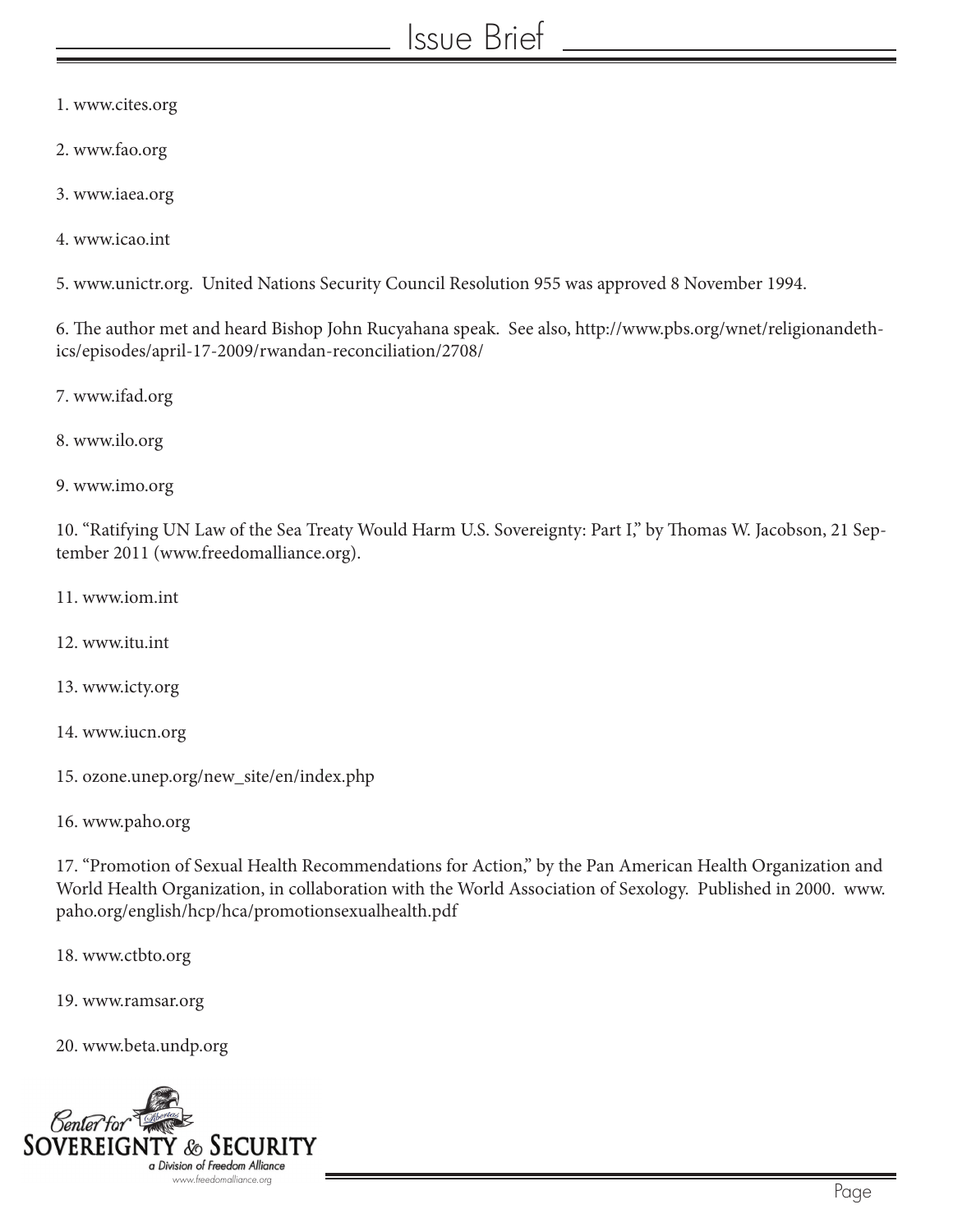1. www.cites.org

2. www.fao.org

3. www.iaea.org

4. www.icao.int

5. www.unictr.org. United Nations Security Council Resolution 955 was approved 8 November 1994.

6. The author met and heard Bishop John Rucyahana speak. See also, http://www.pbs.org/wnet/religionandethics/episodes/april-17-2009/rwandan-reconciliation/2708/

7. www.ifad.org

8. www.ilo.org

9. www.imo.org

10. "Ratifying UN Law of the Sea Treaty Would Harm U.S. Sovereignty: Part I," by Thomas W. Jacobson, 21 September 2011 (www.freedomalliance.org).

11. www.iom.int

12. www.itu.int

13. www.icty.org

14. www.iucn.org

15. ozone.unep.org/new_site/en/index.php

16. www.paho.org

17. "Promotion of Sexual Health Recommendations for Action," by the Pan American Health Organization and World Health Organization, in collaboration with the World Association of Sexology. Published in 2000. www.paho.org/english/hcp/hca/promotionsexualhealth.pdf

18. www.ctbto.org

19. www.ramsar.org

20. www.beta.undp.org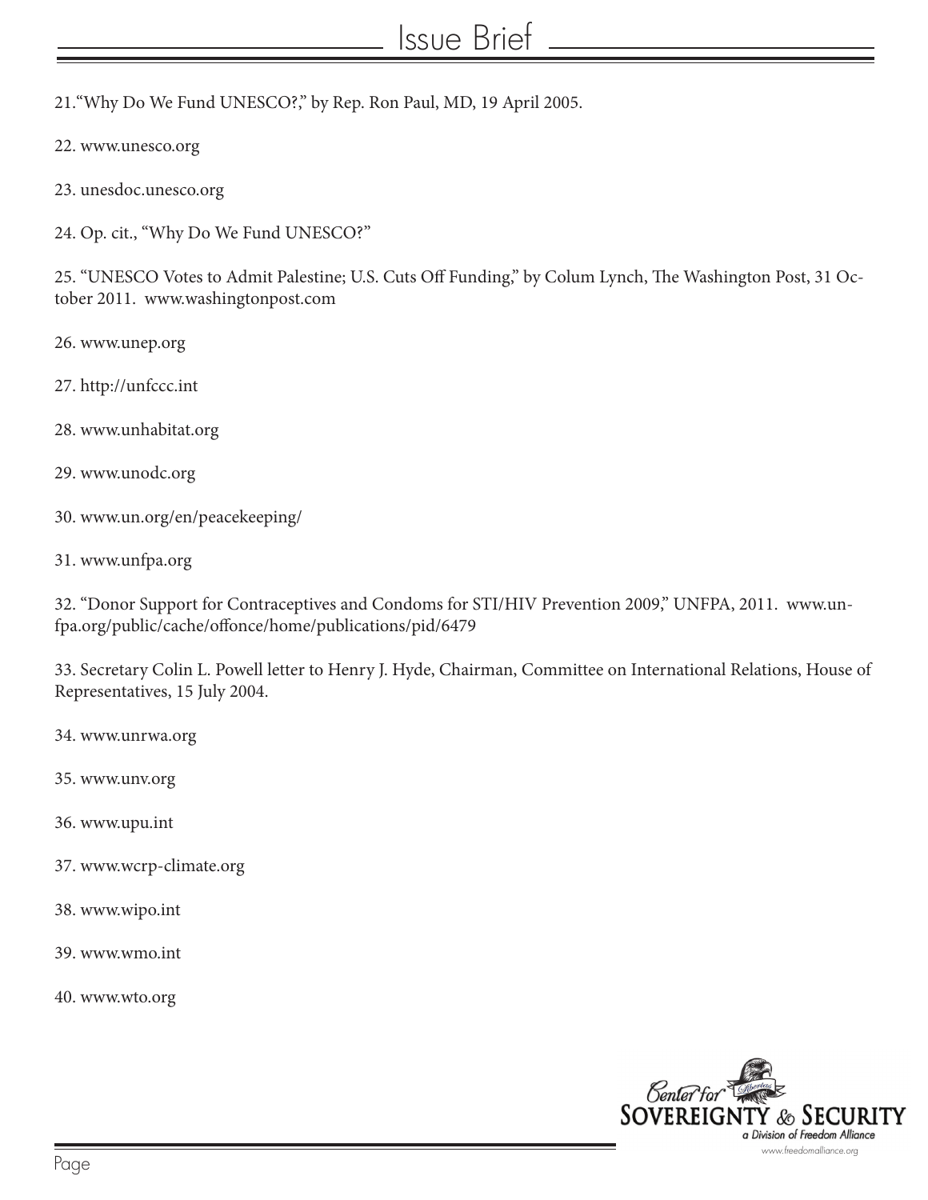21.“Why Do We Fund UNESCO?,” by Rep. Ron Paul, MD, 19 April 2005.

22. www.unesco.org

23. unesdoc.unesco.org

24. Op. cit., “Why Do We Fund UNESCO?”

25. “UNESCO Votes to Admit Palestine; U.S. Cuts Off Funding,” by Colum Lynch, The Washington Post, 31 October 2011. www.washingtonpost.com

26. www.unep.org

27. http://unfccc.int

28. www.unhabitat.org

29. www.unodc.org

30. www.un.org/en/peacekeeping/

31. www.unfpa.org

32. “Donor Support for Contraceptives and Condoms for STI/HIV Prevention 2009,” UNFPA, 2011. www.unfpa.org/public/cache/offonce/home/publications/pid/6479

33. Secretary Colin L. Powell letter to Henry J. Hyde, Chairman, Committee on International Relations, House of Representatives, 15 July 2004.

34. www.unrwa.org

35. www.unv.org

36. www.upu.int

37. www.wcrp-climate.org

38. www.wipo.int

39. www.wmo.int

40. www.wto.org